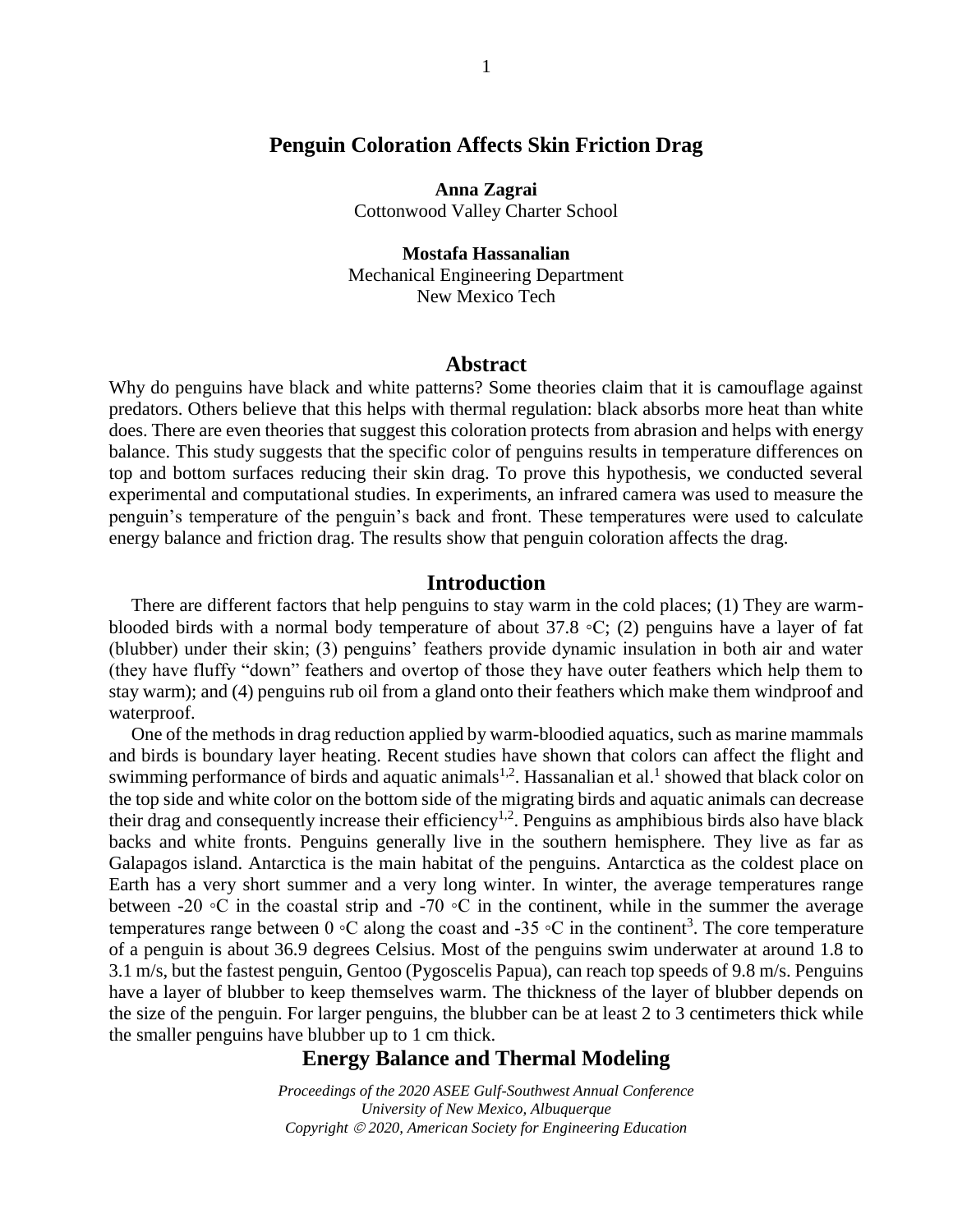# Penguin Coloration Affects Skin Friction Drag

**Anna Zagrai**
Cottonwood Valley Charter School

**Mostafa Hassanalian**
Mechanical Engineering Department
New Mexico Tech

## Abstract

Why do penguins have black and white patterns? Some theories claim that it is camouflage against predators. Others believe that this helps with thermal regulation: black absorbs more heat than white does. There are even theories that suggest this coloration protects from abrasion and helps with energy balance. This study suggests that the specific color of penguins results in temperature differences on top and bottom surfaces reducing their skin drag. To prove this hypothesis, we conducted several experimental and computational studies. In experiments, an infrared camera was used to measure the penguin's temperature of the penguin's back and front. These temperatures were used to calculate energy balance and friction drag. The results show that penguin coloration affects the drag.

## Introduction

There are different factors that help penguins to stay warm in the cold places; (1) They are warm-blooded birds with a normal body temperature of about 37.8 ◦C; (2) penguins have a layer of fat (blubber) under their skin; (3) penguins' feathers provide dynamic insulation in both air and water (they have fluffy "down" feathers and overtop of those they have outer feathers which help them to stay warm); and (4) penguins rub oil from a gland onto their feathers which make them windproof and waterproof.

One of the methods in drag reduction applied by warm-bloodied aquatics, such as marine mammals and birds is boundary layer heating. Recent studies have shown that colors can affect the flight and swimming performance of birds and aquatic animals[1,2]. Hassanalian et al.[1] showed that black color on the top side and white color on the bottom side of the migrating birds and aquatic animals can decrease their drag and consequently increase their efficiency[1,2]. Penguins as amphibious birds also have black backs and white fronts. Penguins generally live in the southern hemisphere. They live as far as Galapagos island. Antarctica is the main habitat of the penguins. Antarctica as the coldest place on Earth has a very short summer and a very long winter. In winter, the average temperatures range between -20 ◦C in the coastal strip and -70 ◦C in the continent, while in the summer the average temperatures range between 0 ◦C along the coast and -35 ◦C in the continent[3]. The core temperature of a penguin is about 36.9 degrees Celsius. Most of the penguins swim underwater at around 1.8 to 3.1 m/s, but the fastest penguin, Gentoo (Pygoscelis Papua), can reach top speeds of 9.8 m/s. Penguins have a layer of blubber to keep themselves warm. The thickness of the layer of blubber depends on the size of the penguin. For larger penguins, the blubber can be at least 2 to 3 centimeters thick while the smaller penguins have blubber up to 1 cm thick.

## Energy Balance and Thermal Modeling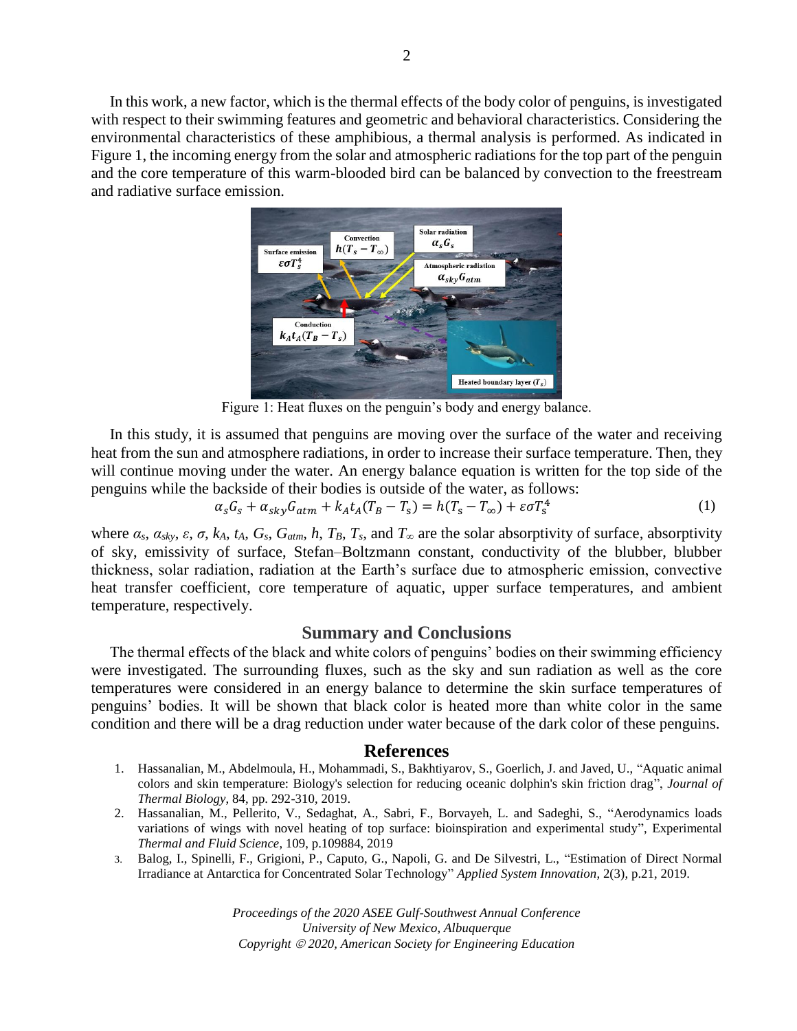In this work, a new factor, which is the thermal effects of the body color of penguins, is investigated with respect to their swimming features and geometric and behavioral characteristics. Considering the environmental characteristics of these amphibious, a thermal analysis is performed. As indicated in Figure 1, the incoming energy from the solar and atmospheric radiations for the top part of the penguin and the core temperature of this warm-blooded bird can be balanced by convection to the freestream and radiative surface emission.

Surface emission $\varepsilon\sigma T_s^4$

Convection $h(T_s - T_\infty)$

Solar radiation $\alpha_s G_s$

Atmospheric radiation $\alpha_{sky} G_{atm}$

Conduction $k_A t_A (T_B - T_s)$

Heated boundary layer ($T_s$)

Figure 1: Heat fluxes on the penguin's body and energy balance.

In this study, it is assumed that penguins are moving over the surface of the water and receiving heat from the sun and atmosphere radiations, in order to increase their surface temperature. Then, they will continue moving under the water. An energy balance equation is written for the top side of the penguins while the backside of their bodies is outside of the water, as follows:

$$\alpha_s G_s + \alpha_{sky} G_{atm} + k_A t_A (T_B - T_s) = h(T_s - T_\infty) + \varepsilon\sigma T_s^4 \tag{1}$$

where $\alpha_s$, $\alpha_{sky}$, $\varepsilon$, $\sigma$, $k_A$, $t_A$, $G_s$, $G_{atm}$, $h$, $T_B$, $T_s$, and $T_\infty$ are the solar absorptivity of surface, absorptivity of sky, emissivity of surface, Stefan–Boltzmann constant, conductivity of the blubber, blubber thickness, solar radiation, radiation at the Earth's surface due to atmospheric emission, convective heat transfer coefficient, core temperature of aquatic, upper surface temperatures, and ambient temperature, respectively.

## Summary and Conclusions

The thermal effects of the black and white colors of penguins' bodies on their swimming efficiency were investigated. The surrounding fluxes, such as the sky and sun radiation as well as the core temperatures were considered in an energy balance to determine the skin surface temperatures of penguins' bodies. It will be shown that black color is heated more than white color in the same condition and there will be a drag reduction under water because of the dark color of these penguins.

## References

1. Hassanalian, M., Abdelmoula, H., Mohammadi, S., Bakhtiyarov, S., Goerlich, J. and Javed, U., "Aquatic animal colors and skin temperature: Biology's selection for reducing oceanic dolphin's skin friction drag", *Journal of Thermal Biology*, 84, pp. 292-310, 2019.
2. Hassanalian, M., Pellerito, V., Sedaghat, A., Sabri, F., Borvayeh, L. and Sadeghi, S., "Aerodynamics loads variations of wings with novel heating of top surface: bioinspiration and experimental study", Experimental *Thermal and Fluid Science*, 109, p.109884, 2019
3. Balog, I., Spinelli, F., Grigioni, P., Caputo, G., Napoli, G. and De Silvestri, L., "Estimation of Direct Normal Irradiance at Antarctica for Concentrated Solar Technology" *Applied System Innovation*, 2(3), p.21, 2019.